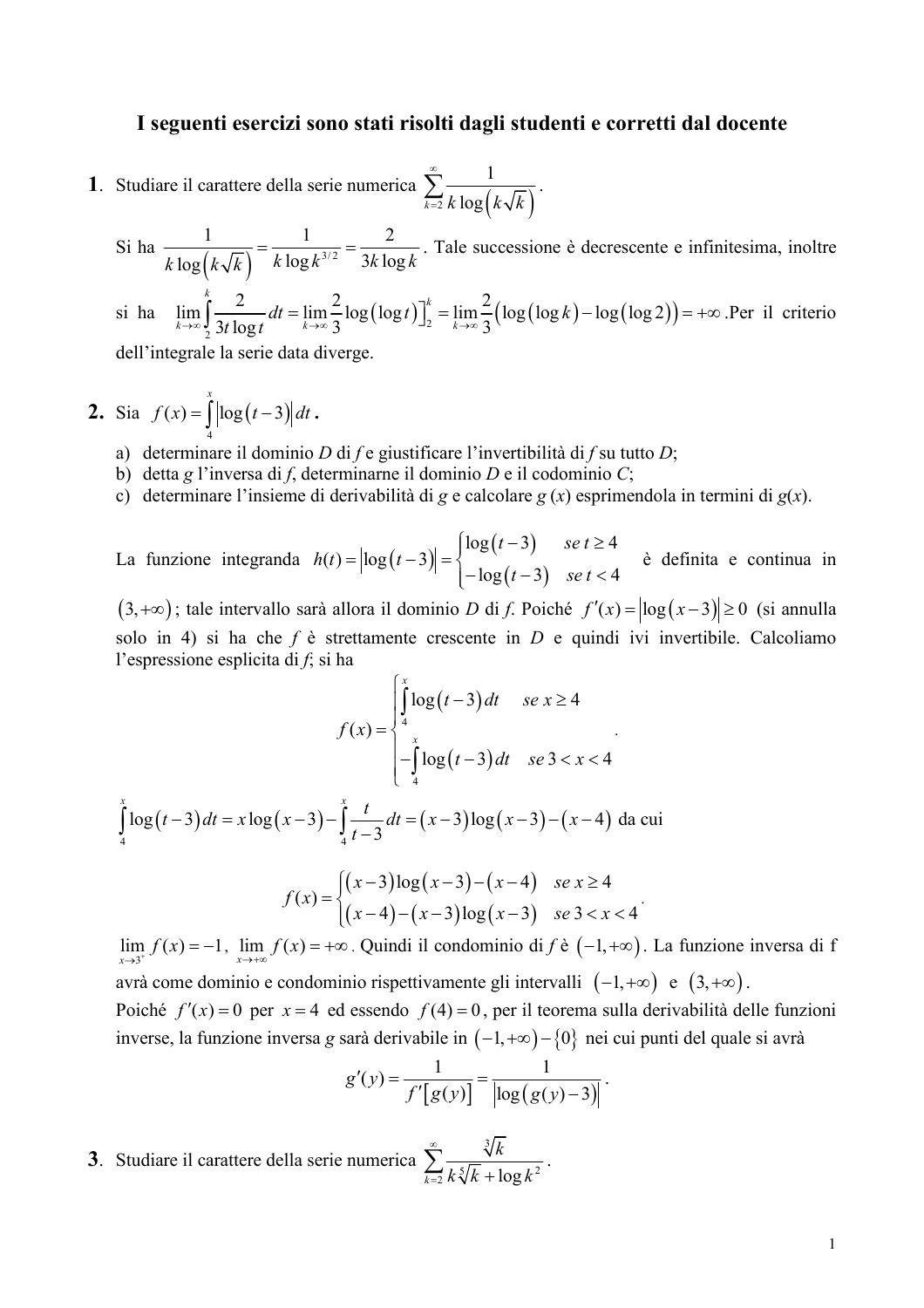# I seguenti esercizi sono stati risolti dagli studenti e corretti dal docente

**1**. Studiare il carattere della serie numerica $\sum_{k=2}^{\infty} \frac{1}{k\log\left(k\sqrt{k}\right)}$.

Si ha $\frac{1}{k\log\left(k\sqrt{k}\right)} = \frac{1}{k\log k^{3/2}} = \frac{2}{3k\log k}$. Tale successione è decrescente e infinitesima, inoltre si ha $\lim_{k\to\infty}\int_2^k \frac{2}{3t\log t}\,dt = \lim_{k\to\infty}\frac{2}{3}\log\left(\log t\right)\Big]_2^k = \lim_{k\to\infty}\frac{2}{3}\left(\log\left(\log k\right) - \log\left(\log 2\right)\right) = +\infty$. Per il criterio dell'integrale la serie data diverge.

**2.** Sia $f(x) = \int_4^x \left|\log\left(t-3\right)\right| dt$ **.**

a) determinare il dominio *D* di *f* e giustificare l'invertibilità di *f* su tutto *D*;
b) detta *g* l'inversa di *f*, determinarne il dominio *D* e il codominio *C*;
c) determinare l'insieme di derivabilità di *g* e calcolare *g* (*x*) esprimendola in termini di *g*(*x*).

La funzione integranda $h(t) = \left|\log\left(t-3\right)\right| = \begin{cases} \log\left(t-3\right) & se\ t \geq 4 \\ -\log\left(t-3\right) & se\ t < 4 \end{cases}$ è definita e continua in $\left(3,+\infty\right)$; tale intervallo sarà allora il dominio *D* di *f*. Poiché $f'(x) = \left|\log\left(x-3\right)\right| \geq 0$ (si annulla solo in 4) si ha che *f* è strettamente crescente in *D* e quindi ivi invertibile. Calcoliamo l'espressione esplicita di *f*; si ha

$$f(x) = \begin{cases} \int_4^x \log\left(t-3\right)dt & se\ x \geq 4 \\ -\int_4^x \log\left(t-3\right)dt & se\ 3 < x < 4 \end{cases}.$$

$\int_4^x \log\left(t-3\right)dt = x\log\left(x-3\right) - \int_4^x \frac{t}{t-3}dt = \left(x-3\right)\log\left(x-3\right) - \left(x-4\right)$ da cui

$$f(x) = \begin{cases} \left(x-3\right)\log\left(x-3\right) - \left(x-4\right) & se\ x \geq 4 \\ \left(x-4\right) - \left(x-3\right)\log\left(x-3\right) & se\ 3 < x < 4 \end{cases}.$$

$\lim_{x\to 3^+} f(x) = -1$, $\lim_{x\to+\infty} f(x) = +\infty$. Quindi il condominio di *f* è $\left(-1,+\infty\right)$. La funzione inversa di f avrà come dominio e condominio rispettivamente gli intervalli $\left(-1,+\infty\right)$ e $\left(3,+\infty\right)$.

Poiché $f'(x) = 0$ per $x = 4$ ed essendo $f(4) = 0$, per il teorema sulla derivabilità delle funzioni inverse, la funzione inversa *g* sarà derivabile in $\left(-1,+\infty\right) - \left\{0\right\}$ nei cui punti del quale si avrà

$$g'(y) = \frac{1}{f'\left[g(y)\right]} = \frac{1}{\left|\log\left(g(y)-3\right)\right|}.$$

**3**. Studiare il carattere della serie numerica $\sum_{k=2}^{\infty} \frac{\sqrt[3]{k}}{k\sqrt[5]{k} + \log k^2}$.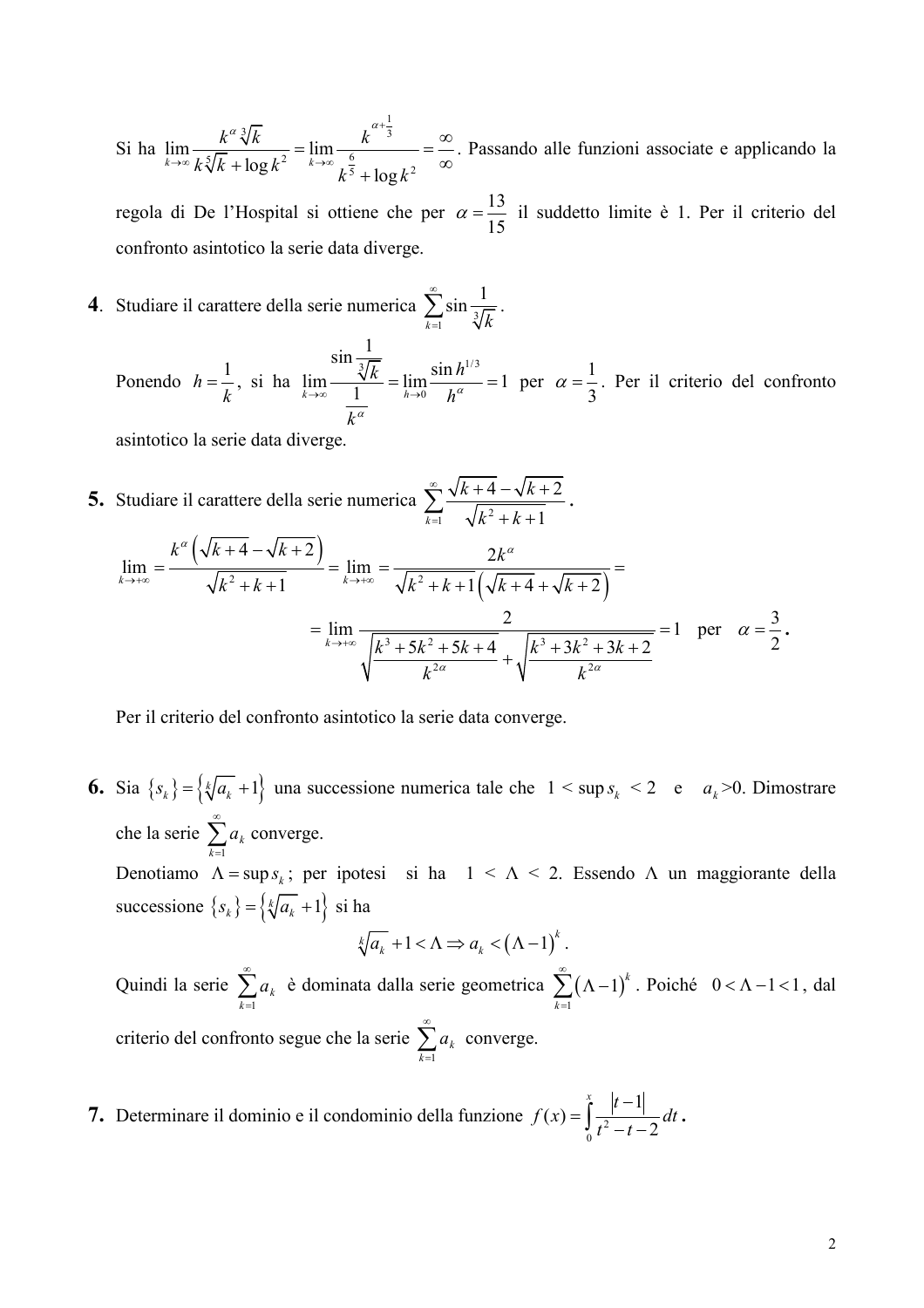Si ha $\lim\limits_{k\to\infty}\dfrac{k^{\alpha}\sqrt[3]{k}}{k\sqrt[5]{k}+\log k^2}=\lim\limits_{k\to\infty}\dfrac{k^{\alpha+\frac{1}{3}}}{k^{\frac{6}{5}}+\log k^2}=\dfrac{\infty}{\infty}$. Passando alle funzioni associate e applicando la regola di De l'Hospital si ottiene che per $\alpha=\dfrac{13}{15}$ il suddetto limite è 1. Per il criterio del confronto asintotico la serie data diverge.

**4**. Studiare il carattere della serie numerica $\sum\limits_{k=1}^{\infty}\sin\dfrac{1}{\sqrt[3]{k}}$.

Ponendo $h=\dfrac{1}{k}$, si ha $\lim\limits_{k\to\infty}\dfrac{\sin\frac{1}{\sqrt[3]{k}}}{\frac{1}{k^{\alpha}}}=\lim\limits_{h\to 0}\dfrac{\sin h^{1/3}}{h^{\alpha}}=1$ per $\alpha=\dfrac{1}{3}$. Per il criterio del confronto asintotico la serie data diverge.

**5.** Studiare il carattere della serie numerica $\sum\limits_{k=1}^{\infty}\dfrac{\sqrt{k+4}-\sqrt{k+2}}{\sqrt{k^2+k+1}}$.

$$\lim_{k\to+\infty}=\frac{k^{\alpha}\left(\sqrt{k+4}-\sqrt{k+2}\right)}{\sqrt{k^2+k+1}}=\lim_{k\to+\infty}=\frac{2k^{\alpha}}{\sqrt{k^2+k+1}\left(\sqrt{k+4}+\sqrt{k+2}\right)}=$$

$$=\lim_{k\to+\infty}\frac{2}{\sqrt{\dfrac{k^3+5k^2+5k+4}{k^{2\alpha}}}+\sqrt{\dfrac{k^3+3k^2+3k+2}{k^{2\alpha}}}}=1 \quad \text{per} \quad \alpha=\frac{3}{2}.$$

Per il criterio del confronto asintotico la serie data converge.

**6.** Sia $\{s_k\}=\left\{\sqrt[k]{a_k}+1\right\}$ una successione numerica tale che $1<\sup s_k<2$ e $a_k>0$. Dimostrare che la serie $\sum\limits_{k=1}^{\infty}a_k$ converge.

Denotiamo $\Lambda=\sup s_k$; per ipotesi si ha $1<\Lambda<2$. Essendo $\Lambda$ un maggiorante della successione $\{s_k\}=\left\{\sqrt[k]{a_k}+1\right\}$ si ha

$$\sqrt[k]{a_k}+1<\Lambda \Rightarrow a_k<(\Lambda-1)^k.$$

Quindi la serie $\sum\limits_{k=1}^{\infty}a_k$ è dominata dalla serie geometrica $\sum\limits_{k=1}^{\infty}(\Lambda-1)^k$. Poiché $0<\Lambda-1<1$, dal criterio del confronto segue che la serie $\sum\limits_{k=1}^{\infty}a_k$ converge.

**7.** Determinare il dominio e il condominio della funzione $f(x)=\displaystyle\int_0^x\frac{|t-1|}{t^2-t-2}\,dt$.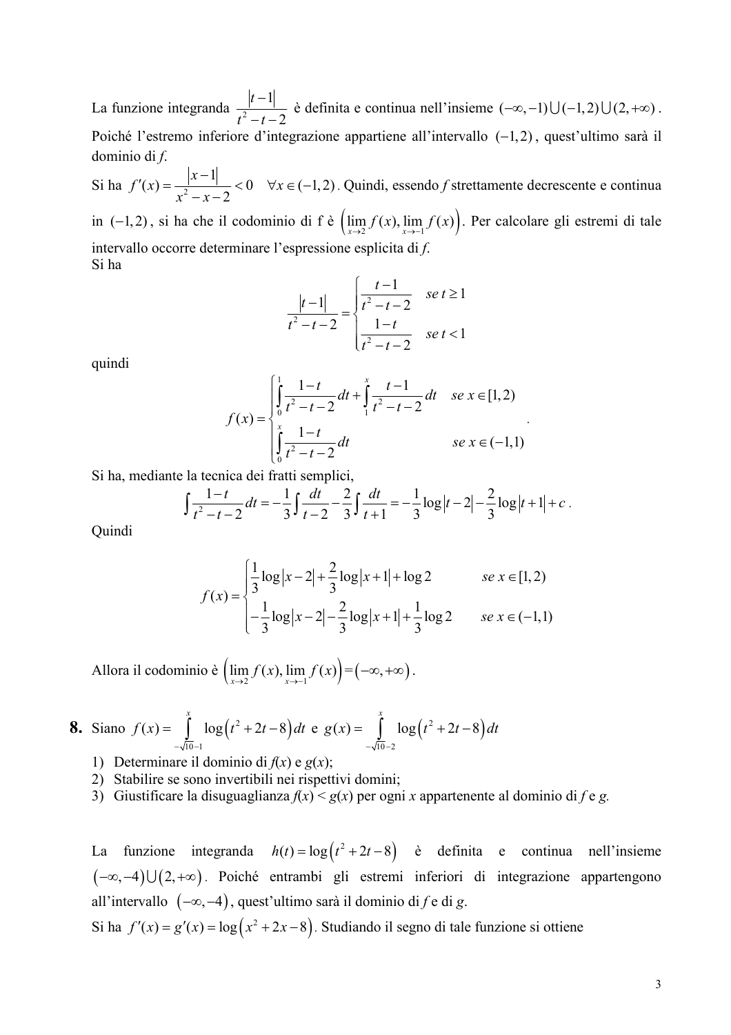La funzione integranda $\dfrac{|t-1|}{t^2-t-2}$ è definita e continua nell'insieme $(-\infty,-1)\cup(-1,2)\cup(2,+\infty)$. Poiché l'estremo inferiore d'integrazione appartiene all'intervallo $(-1,2)$, quest'ultimo sarà il dominio di *f*.

Si ha $f'(x)=\dfrac{|x-1|}{x^2-x-2}<0 \quad \forall x\in(-1,2)$. Quindi, essendo *f* strettamente decrescente e continua in $(-1,2)$, si ha che il codominio di f è $\left(\lim\limits_{x\to 2} f(x), \lim\limits_{x\to -1} f(x)\right)$. Per calcolare gli estremi di tale intervallo occorre determinare l'espressione esplicita di *f*.

Si ha

$$\frac{|t-1|}{t^2-t-2}=\begin{cases}\dfrac{t-1}{t^2-t-2} & se\ t\geq 1\\[2ex] \dfrac{1-t}{t^2-t-2} & se\ t<1\end{cases}$$

quindi

$$f(x)=\begin{cases}\displaystyle\int_0^1 \frac{1-t}{t^2-t-2}dt+\int_1^x \frac{t-1}{t^2-t-2}dt & se\ x\in[1,2)\\[2ex] \displaystyle\int_0^x \frac{1-t}{t^2-t-2}dt & se\ x\in(-1,1)\end{cases}.$$

Si ha, mediante la tecnica dei fratti semplici,

$$\int \frac{1-t}{t^2-t-2}dt=-\frac{1}{3}\int\frac{dt}{t-2}-\frac{2}{3}\int\frac{dt}{t+1}=-\frac{1}{3}\log|t-2|-\frac{2}{3}\log|t+1|+c.$$

Quindi

$$f(x)=\begin{cases}\dfrac{1}{3}\log|x-2|+\dfrac{2}{3}\log|x+1|+\log 2 & se\ x\in[1,2)\\[2ex] -\dfrac{1}{3}\log|x-2|-\dfrac{2}{3}\log|x+1|+\dfrac{1}{3}\log 2 & se\ x\in(-1,1)\end{cases}$$

Allora il codominio è $\left(\lim\limits_{x\to 2} f(x), \lim\limits_{x\to -1} f(x)\right)=(-\infty,+\infty)$.

**8.** Siano $f(x)=\displaystyle\int_{-\sqrt{10}-1}^{x}\log\left(t^2+2t-8\right)dt$ e $g(x)=\displaystyle\int_{-\sqrt{10}-2}^{x}\log\left(t^2+2t-8\right)dt$

1) Determinare il dominio di *f*(*x*) e *g*(*x*);
2) Stabilire se sono invertibili nei rispettivi domini;
3) Giustificare la disuguaglianza *f*(*x*) < *g*(*x*) per ogni *x* appartenente al dominio di *f* e *g*.

La funzione integranda $h(t)=\log\left(t^2+2t-8\right)$ è definita e continua nell'insieme $(-\infty,-4)\cup(2,+\infty)$. Poiché entrambi gli estremi inferiori di integrazione appartengono all'intervallo $(-\infty,-4)$, quest'ultimo sarà il dominio di *f* e di *g*.

Si ha $f'(x)=g'(x)=\log\left(x^2+2x-8\right)$. Studiando il segno di tale funzione si ottiene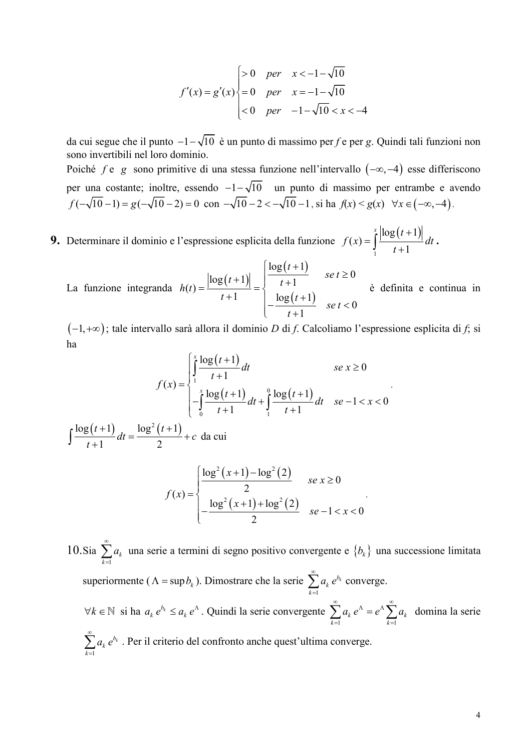$$f'(x) = g'(x) \begin{cases} > 0 & per \quad x < -1-\sqrt{10} \\ = 0 & per \quad x = -1-\sqrt{10} \\ < 0 & per \quad -1-\sqrt{10} < x < -4 \end{cases}$$

da cui segue che il punto $-1-\sqrt{10}$ è un punto di massimo per *f* e per *g*. Quindi tali funzioni non sono invertibili nel loro dominio.

Poiché $f$ e $g$ sono primitive di una stessa funzione nell'intervallo $(-\infty,-4)$ esse differiscono per una costante; inoltre, essendo $-1-\sqrt{10}$ un punto di massimo per entrambe e avendo $f(-\sqrt{10}-1) = g(-\sqrt{10}-2) = 0$ con $-\sqrt{10}-2 < -\sqrt{10}-1$, si ha $f(x) < g(x) \quad \forall x \in (-\infty,-4)$.

**9.** Determinare il dominio e l'espressione esplicita della funzione $f(x) = \int_1^x \frac{|\log(t+1)|}{t+1}\,dt$ **.**

La funzione integranda $h(t) = \frac{|\log(t+1)|}{t+1} = \begin{cases} \frac{\log(t+1)}{t+1} & se\ t \geq 0 \\ -\frac{\log(t+1)}{t+1} & se\ t < 0 \end{cases}$ è definita e continua in $(-1,+\infty)$; tale intervallo sarà allora il dominio *D* di *f*. Calcoliamo l'espressione esplicita di *f*; si ha

$$f(x) = \begin{cases} \int_1^x \frac{\log(t+1)}{t+1}\,dt & se\ x \geq 0 \\ -\int_0^x \frac{\log(t+1)}{t+1}\,dt + \int_1^0 \frac{\log(t+1)}{t+1}\,dt & se -1 < x < 0 \end{cases}.$$

$\int \frac{\log(t+1)}{t+1}\,dt = \frac{\log^2(t+1)}{2} + c$ da cui

$$f(x) = \begin{cases} \frac{\log^2(x+1) - \log^2(2)}{2} & se\ x \geq 0 \\ -\frac{\log^2(x+1) + \log^2(2)}{2} & se -1 < x < 0 \end{cases}.$$

**10.** Sia $\sum_{k=1}^{\infty} a_k$ una serie a termini di segno positivo convergente e $\{b_k\}$ una successione limitata superiormente ($\Lambda = \sup b_k$). Dimostrare che la serie $\sum_{k=1}^{\infty} a_k\, e^{b_k}$ converge.

$\forall k \in \mathbb{N}$ si ha $a_k\, e^{b_k} \leq a_k\, e^{\Lambda}$. Quindi la serie convergente $\sum_{k=1}^{\infty} a_k\, e^{\Lambda} = e^{\Lambda} \sum_{k=1}^{\infty} a_k$ domina la serie $\sum_{k=1}^{\infty} a_k\, e^{b_k}$. Per il criterio del confronto anche quest'ultima converge.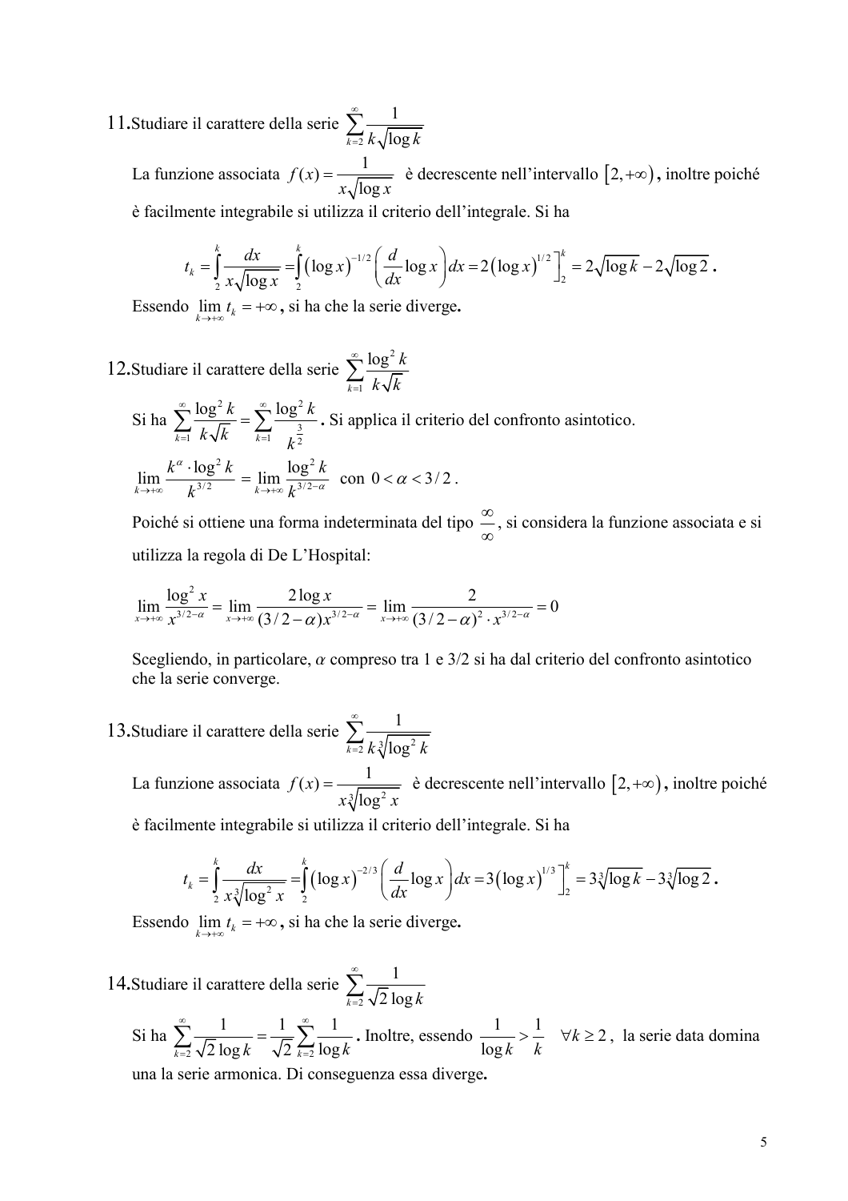11. Studiare il carattere della serie $\sum_{k=2}^{\infty} \frac{1}{k\sqrt{\log k}}$

La funzione associata $f(x) = \frac{1}{x\sqrt{\log x}}$ è decrescente nell'intervallo $[2, +\infty)$, inoltre poiché è facilmente integrabile si utilizza il criterio dell'integrale. Si ha

$$t_k = \int_2^k \frac{dx}{x\sqrt{\log x}} = \int_2^k (\log x)^{-1/2} \left( \frac{d}{dx} \log x \right) dx = 2(\log x)^{1/2} \Big]_2^k = 2\sqrt{\log k} - 2\sqrt{\log 2} \, .$$

Essendo $\lim_{k \to +\infty} t_k = +\infty$, si ha che la serie diverge.

12. Studiare il carattere della serie $\sum_{k=1}^{\infty} \frac{\log^2 k}{k\sqrt{k}}$

Si ha $\sum_{k=1}^{\infty} \frac{\log^2 k}{k\sqrt{k}} = \sum_{k=1}^{\infty} \frac{\log^2 k}{k^{\frac{3}{2}}}$. Si applica il criterio del confronto asintotico.

$$\lim_{k \to +\infty} \frac{k^{\alpha} \cdot \log^2 k}{k^{3/2}} = \lim_{k \to +\infty} \frac{\log^2 k}{k^{3/2-\alpha}} \quad \text{con } 0 < \alpha < 3/2 \, .$$

Poiché si ottiene una forma indeterminata del tipo $\frac{\infty}{\infty}$, si considera la funzione associata e si utilizza la regola di De L'Hospital:

$$\lim_{x \to +\infty} \frac{\log^2 x}{x^{3/2-\alpha}} = \lim_{x \to +\infty} \frac{2\log x}{(3/2-\alpha)x^{3/2-\alpha}} = \lim_{x \to +\infty} \frac{2}{(3/2-\alpha)^2 \cdot x^{3/2-\alpha}} = 0$$

Scegliendo, in particolare, $\alpha$ compreso tra 1 e 3/2 si ha dal criterio del confronto asintotico che la serie converge.

13. Studiare il carattere della serie $\sum_{k=2}^{\infty} \frac{1}{k\sqrt[3]{\log^2 k}}$

La funzione associata $f(x) = \frac{1}{x\sqrt[3]{\log^2 x}}$ è decrescente nell'intervallo $[2, +\infty)$, inoltre poiché è facilmente integrabile si utilizza il criterio dell'integrale. Si ha

$$t_k = \int_2^k \frac{dx}{x\sqrt[3]{\log^2 x}} = \int_2^k (\log x)^{-2/3} \left( \frac{d}{dx} \log x \right) dx = 3(\log x)^{1/3} \Big]_2^k = 3\sqrt[3]{\log k} - 3\sqrt[3]{\log 2} \, .$$

Essendo $\lim_{k \to +\infty} t_k = +\infty$, si ha che la serie diverge.

14. Studiare il carattere della serie $\sum_{k=2}^{\infty} \frac{1}{\sqrt{2}\log k}$

Si ha $\sum_{k=2}^{\infty} \frac{1}{\sqrt{2}\log k} = \frac{1}{\sqrt{2}} \sum_{k=2}^{\infty} \frac{1}{\log k}$. Inoltre, essendo $\frac{1}{\log k} > \frac{1}{k} \quad \forall k \geq 2$, la serie data domina una la serie armonica. Di conseguenza essa diverge.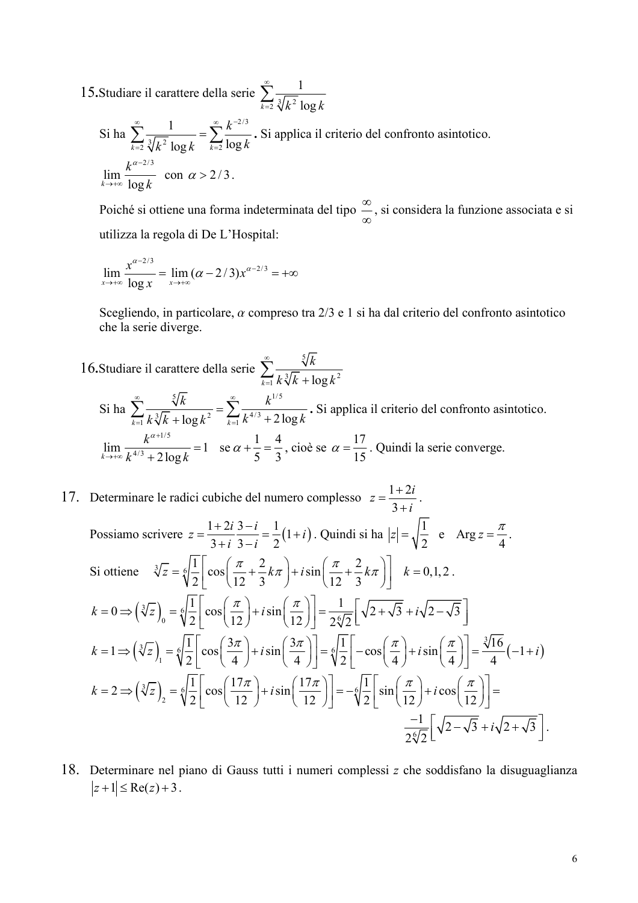15. Studiare il carattere della serie $\sum_{k=2}^{\infty} \frac{1}{\sqrt[3]{k^2}\,\log k}$

Si ha $\sum_{k=2}^{\infty} \frac{1}{\sqrt[3]{k^2}\,\log k} = \sum_{k=2}^{\infty} \frac{k^{-2/3}}{\log k}$. Si applica il criterio del confronto asintotico.

$\lim_{k\to+\infty} \frac{k^{\alpha-2/3}}{\log k}$ con $\alpha > 2/3$.

Poiché si ottiene una forma indeterminata del tipo $\frac{\infty}{\infty}$, si considera la funzione associata e si utilizza la regola di De L'Hospital:

$$\lim_{x\to+\infty} \frac{x^{\alpha-2/3}}{\log x} = \lim_{x\to+\infty} (\alpha - 2/3)x^{\alpha-2/3} = +\infty$$

Scegliendo, in particolare, $\alpha$ compreso tra 2/3 e 1 si ha dal criterio del confronto asintotico che la serie diverge.

16. Studiare il carattere della serie $\sum_{k=1}^{\infty} \frac{\sqrt[5]{k}}{k\sqrt[3]{k} + \log k^2}$

Si ha $\sum_{k=1}^{\infty} \frac{\sqrt[5]{k}}{k\sqrt[3]{k} + \log k^2} = \sum_{k=1}^{\infty} \frac{k^{1/5}}{k^{4/3} + 2\log k}$. Si applica il criterio del confronto asintotico.

$\lim_{k\to+\infty} \frac{k^{\alpha+1/5}}{k^{4/3} + 2\log k} = 1$ se $\alpha + \frac{1}{5} = \frac{4}{3}$, cioè se $\alpha = \frac{17}{15}$. Quindi la serie converge.

17. Determinare le radici cubiche del numero complesso $z = \frac{1+2i}{3+i}$.

Possiamo scrivere $z = \frac{1+2i}{3+i}\frac{3-i}{3-i} = \frac{1}{2}(1+i)$. Quindi si ha $|z| = \sqrt{\frac{1}{2}}$ e $\operatorname{Arg} z = \frac{\pi}{4}$.

Si ottiene $\sqrt[3]{z} = \sqrt[6]{\frac{1}{2}}\left[\cos\left(\frac{\pi}{12} + \frac{2}{3}k\pi\right) + i\sin\left(\frac{\pi}{12} + \frac{2}{3}k\pi\right)\right] \quad k = 0,1,2$.

$$k = 0 \Rightarrow \left(\sqrt[3]{z}\right)_0 = \sqrt[6]{\frac{1}{2}}\left[\cos\left(\frac{\pi}{12}\right) + i\sin\left(\frac{\pi}{12}\right)\right] = \frac{1}{2\sqrt[6]{2}}\left[\sqrt{2+\sqrt{3}} + i\sqrt{2-\sqrt{3}}\right]$$

$$k = 1 \Rightarrow \left(\sqrt[3]{z}\right)_1 = \sqrt[6]{\frac{1}{2}}\left[\cos\left(\frac{3\pi}{4}\right) + i\sin\left(\frac{3\pi}{4}\right)\right] = \sqrt[6]{\frac{1}{2}}\left[-\cos\left(\frac{\pi}{4}\right) + i\sin\left(\frac{\pi}{4}\right)\right] = \frac{\sqrt[3]{16}}{4}(-1+i)$$

$$k = 2 \Rightarrow \left(\sqrt[3]{z}\right)_2 = \sqrt[6]{\frac{1}{2}}\left[\cos\left(\frac{17\pi}{12}\right) + i\sin\left(\frac{17\pi}{12}\right)\right] = -\sqrt[6]{\frac{1}{2}}\left[\sin\left(\frac{\pi}{12}\right) + i\cos\left(\frac{\pi}{12}\right)\right] =$$

$$\frac{-1}{2\sqrt[6]{2}}\left[\sqrt{2-\sqrt{3}} + i\sqrt{2+\sqrt{3}}\right].$$

18. Determinare nel piano di Gauss tutti i numeri complessi $z$ che soddisfano la disuguaglianza $|z+1| \le \operatorname{Re}(z) + 3$.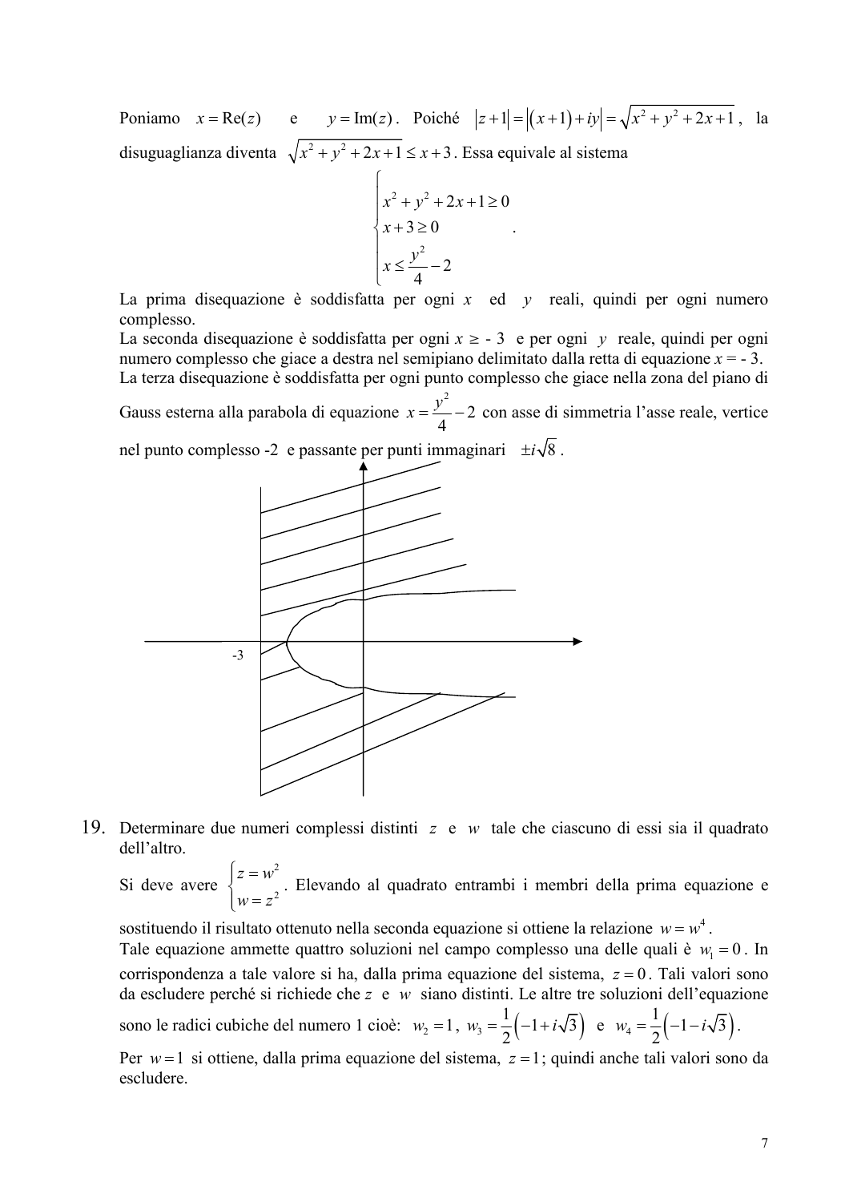Poniamo $x = \text{Re}(z)$ e $y = \text{Im}(z)$. Poiché $|z+1| = |(x+1)+iy| = \sqrt{x^2+y^2+2x+1}$, la disuguaglianza diventa $\sqrt{x^2+y^2+2x+1} \le x+3$. Essa equivale al sistema

$$\begin{cases} x^2+y^2+2x+1 \ge 0 \\ x+3 \ge 0 \\ x \le \dfrac{y^2}{4} - 2 \end{cases}.$$

La prima disequazione è soddisfatta per ogni $x$ ed $y$ reali, quindi per ogni numero complesso.

La seconda disequazione è soddisfatta per ogni $x \ge -3$ e per ogni $y$ reale, quindi per ogni numero complesso che giace a destra nel semipiano delimitato dalla retta di equazione $x = -3$.

La terza disequazione è soddisfatta per ogni punto complesso che giace nella zona del piano di Gauss esterna alla parabola di equazione $x = \dfrac{y^2}{4} - 2$ con asse di simmetria l'asse reale, vertice nel punto complesso -2 e passante per punti immaginari $\pm i\sqrt{8}$.

19. Determinare due numeri complessi distinti $z$ e $w$ tale che ciascuno di essi sia il quadrato dell'altro.

Si deve avere $\begin{cases} z = w^2 \\ w = z^2 \end{cases}$. Elevando al quadrato entrambi i membri della prima equazione e sostituendo il risultato ottenuto nella seconda equazione si ottiene la relazione $w = w^4$.

Tale equazione ammette quattro soluzioni nel campo complesso una delle quali è $w_1 = 0$. In corrispondenza a tale valore si ha, dalla prima equazione del sistema, $z = 0$. Tali valori sono da escludere perché si richiede che $z$ e $w$ siano distinti. Le altre tre soluzioni dell'equazione sono le radici cubiche del numero 1 cioè: $w_2 = 1$, $w_3 = \frac{1}{2}\left(-1 + i\sqrt{3}\right)$ e $w_4 = \frac{1}{2}\left(-1 - i\sqrt{3}\right)$.

Per $w = 1$ si ottiene, dalla prima equazione del sistema, $z = 1$; quindi anche tali valori sono da escludere.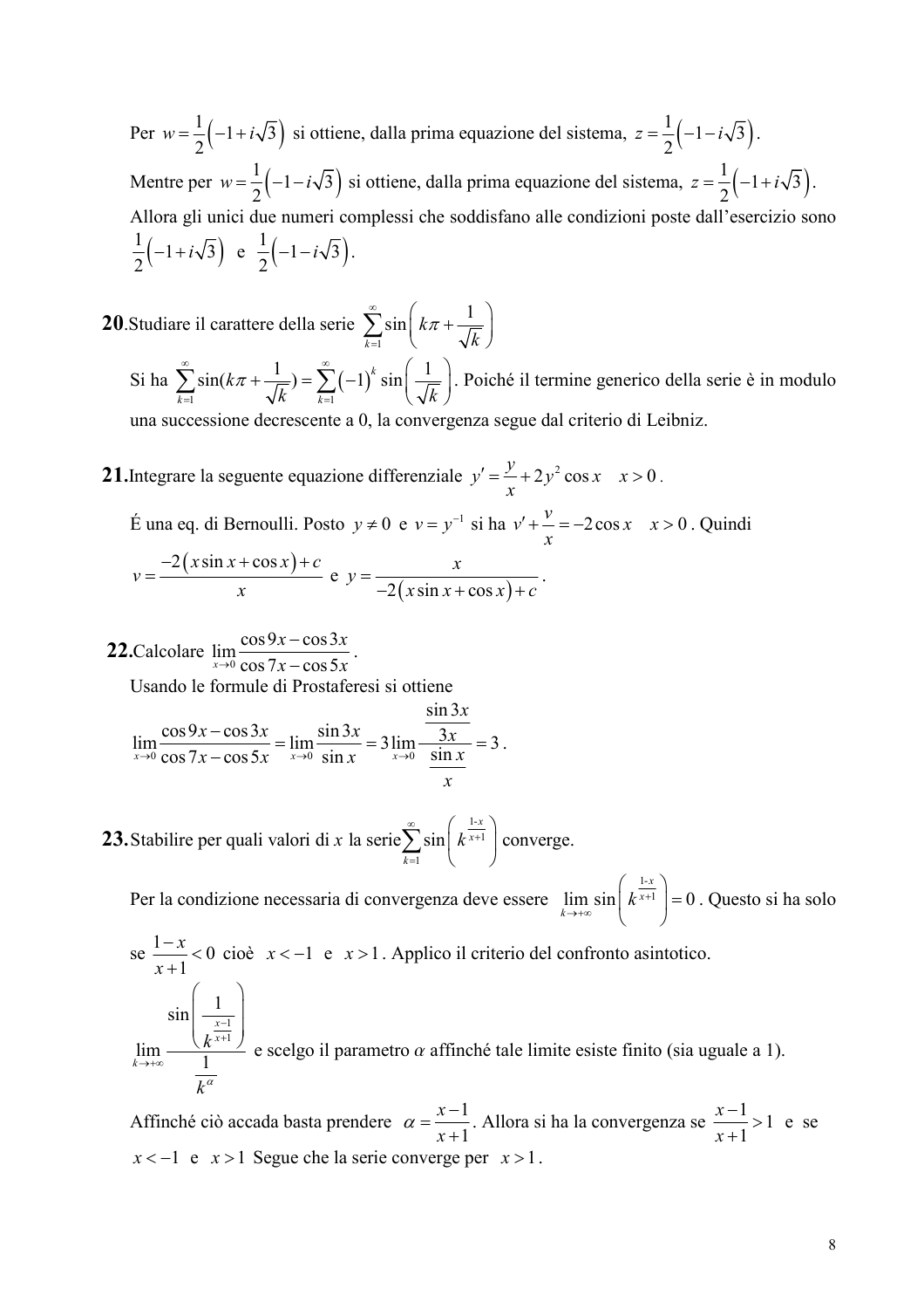Per $w = \frac{1}{2}\left(-1+i\sqrt{3}\right)$ si ottiene, dalla prima equazione del sistema, $z = \frac{1}{2}\left(-1-i\sqrt{3}\right)$.

Mentre per $w = \frac{1}{2}\left(-1-i\sqrt{3}\right)$ si ottiene, dalla prima equazione del sistema, $z = \frac{1}{2}\left(-1+i\sqrt{3}\right)$.

Allora gli unici due numeri complessi che soddisfano alle condizioni poste dall'esercizio sono $\frac{1}{2}\left(-1+i\sqrt{3}\right)$ e $\frac{1}{2}\left(-1-i\sqrt{3}\right)$.

**20.** Studiare il carattere della serie $\sum_{k=1}^{\infty} \sin\left(k\pi + \frac{1}{\sqrt{k}}\right)$

Si ha $\sum_{k=1}^{\infty} \sin(k\pi + \frac{1}{\sqrt{k}}) = \sum_{k=1}^{\infty} (-1)^k \sin\left(\frac{1}{\sqrt{k}}\right)$. Poiché il termine generico della serie è in modulo una successione decrescente a 0, la convergenza segue dal criterio di Leibniz.

**21.** Integrare la seguente equazione differenziale $y' = \frac{y}{x} + 2y^2 \cos x \quad x > 0$.

É una eq. di Bernoulli. Posto $y \neq 0$ e $v = y^{-1}$ si ha $v' + \frac{v}{x} = -2\cos x \quad x > 0$. Quindi

$v = \frac{-2\left(x\sin x + \cos x\right) + c}{x}$ e $y = \frac{x}{-2\left(x\sin x + \cos x\right) + c}$.

**22.** Calcolare $\lim_{x\to 0} \frac{\cos 9x - \cos 3x}{\cos 7x - \cos 5x}$.

Usando le formule di Prostaferesi si ottiene

$$\lim_{x\to 0} \frac{\cos 9x - \cos 3x}{\cos 7x - \cos 5x} = \lim_{x\to 0} \frac{\sin 3x}{\sin x} = 3\lim_{x\to 0} \frac{\frac{\sin 3x}{3x}}{\frac{\sin x}{x}} = 3.$$

**23.** Stabilire per quali valori di $x$ la serie $\sum_{k=1}^{\infty} \sin\left(k^{\frac{1-x}{x+1}}\right)$ converge.

Per la condizione necessaria di convergenza deve essere $\lim_{k\to+\infty} \sin\left(k^{\frac{1-x}{x+1}}\right) = 0$. Questo si ha solo se $\frac{1-x}{x+1} < 0$ cioè $x < -1$ e $x > 1$. Applico il criterio del confronto asintotico.

$\lim_{k\to+\infty} \frac{\sin\left(\frac{1}{k^{\frac{x-1}{x+1}}}\right)}{\frac{1}{k^{\alpha}}}$ e scelgo il parametro $\alpha$ affinché tale limite esiste finito (sia uguale a 1).

Affinché ciò accada basta prendere $\alpha = \frac{x-1}{x+1}$. Allora si ha la convergenza se $\frac{x-1}{x+1} > 1$ e se $x < -1$ e $x > 1$ Segue che la serie converge per $x > 1$.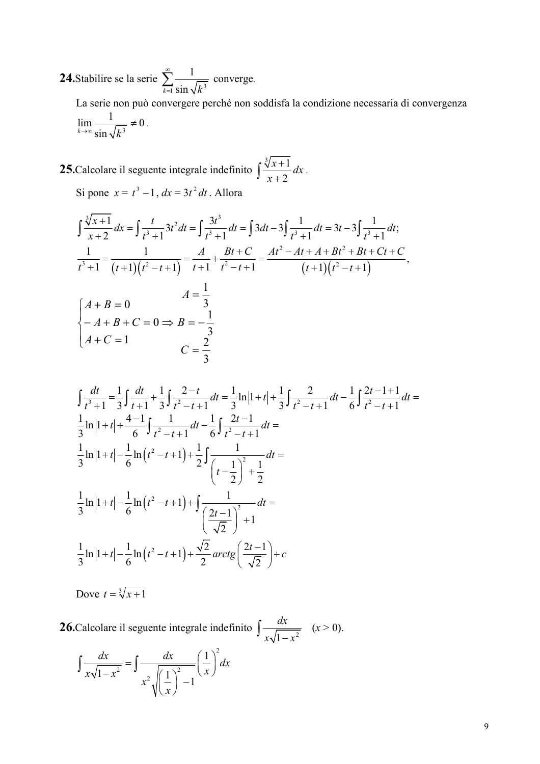**24.** Stabilire se la serie $\sum_{k=1}^{\infty} \frac{1}{\sin\sqrt{k^3}}$ converge.

La serie non può convergere perché non soddisfa la condizione necessaria di convergenza $\lim_{k\to\infty} \frac{1}{\sin\sqrt{k^3}} \neq 0$.

**25.** Calcolare il seguente integrale indefinito $\int \frac{\sqrt[3]{x+1}}{x+2}\,dx$.

Si pone $x = t^3 - 1$, $dx = 3t^2\,dt$. Allora

$$\int \frac{\sqrt[3]{x+1}}{x+2}\,dx = \int \frac{t}{t^3+1}3t^2dt = \int \frac{3t^3}{t^3+1}dt = \int 3dt - 3\int \frac{1}{t^3+1}dt = 3t - 3\int \frac{1}{t^3+1}dt;$$

$$\frac{1}{t^3+1} = \frac{1}{(t+1)(t^2-t+1)} = \frac{A}{t+1} + \frac{Bt+C}{t^2-t+1} = \frac{At^2 - At + A + Bt^2 + Bt + Ct + C}{(t+1)(t^2-t+1)},$$

$$\begin{cases} A + B = 0 \\ -A + B + C = 0 \\ A + C = 1 \end{cases} \Rightarrow \begin{aligned} A &= \frac{1}{3} \\ B &= -\frac{1}{3} \\ C &= \frac{2}{3} \end{aligned}$$

$$\int \frac{dt}{t^3+1} = \frac{1}{3}\int \frac{dt}{t+1} + \frac{1}{3}\int \frac{2-t}{t^2-t+1}dt = \frac{1}{3}\ln|1+t| + \frac{1}{3}\int \frac{2}{t^2-t+1}dt - \frac{1}{6}\int \frac{2t-1+1}{t^2-t+1}dt =$$

$$\frac{1}{3}\ln|1+t| + \frac{4-1}{6}\int \frac{1}{t^2-t+1}dt - \frac{1}{6}\int \frac{2t-1}{t^2-t+1}dt =$$

$$\frac{1}{3}\ln|1+t| - \frac{1}{6}\ln\left(t^2-t+1\right) + \frac{1}{2}\int \frac{1}{\left(t-\frac{1}{2}\right)^2 + \frac{1}{2}}dt =$$

$$\frac{1}{3}\ln|1+t| - \frac{1}{6}\ln\left(t^2-t+1\right) + \int \frac{1}{\left(\frac{2t-1}{\sqrt{2}}\right)^2 + 1}dt =$$

$$\frac{1}{3}\ln|1+t| - \frac{1}{6}\ln\left(t^2-t+1\right) + \frac{\sqrt{2}}{2}arctg\left(\frac{2t-1}{\sqrt{2}}\right) + c$$

Dove $t = \sqrt[3]{x+1}$

**26.** Calcolare il seguente integrale indefinito $\int \frac{dx}{x\sqrt{1-x^2}}$ $\quad (x > 0)$.

$$\int \frac{dx}{x\sqrt{1-x^2}} = \int \frac{dx}{x^2\sqrt{\left(\frac{1}{x}\right)^2 - 1}}\left(\frac{1}{x}\right)^2 dx$$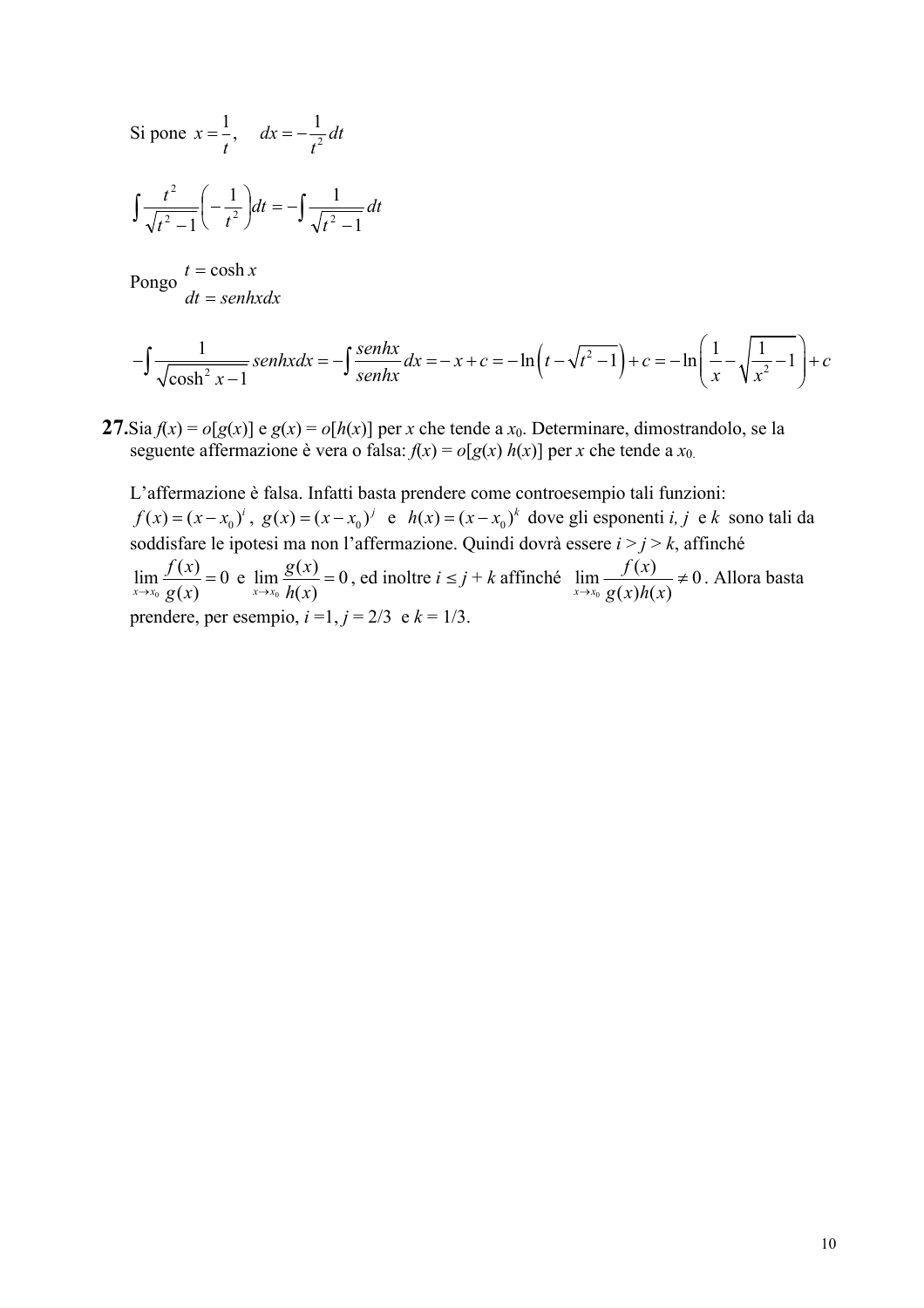Si pone $x = \frac{1}{t}, \quad dx = -\frac{1}{t^2}dt$

$$\int \frac{t^2}{\sqrt{t^2-1}}\left(-\frac{1}{t^2}\right)dt = -\int \frac{1}{\sqrt{t^2-1}}dt$$

Pongo $\begin{array}{l} t = \cosh x \\ dt = senhxdx \end{array}$

$$-\int \frac{1}{\sqrt{\cosh^2 x - 1}} senhxdx = -\int \frac{senhx}{senhx}dx = -x + c = -\ln\left(t - \sqrt{t^2-1}\right) + c = -\ln\left(\frac{1}{x} - \sqrt{\frac{1}{x^2} - 1}\right) + c$$

**27.** Sia $f(x) = o[g(x)]$ e $g(x) = o[h(x)]$ per $x$ che tende a $x_0$. Determinare, dimostrandolo, se la seguente affermazione è vera o falsa: $f(x) = o[g(x)\, h(x)]$ per $x$ che tende a $x_0$.

L'affermazione è falsa. Infatti basta prendere come controesempio tali funzioni: $f(x) = (x - x_0)^i$, $g(x) = (x - x_0)^j$ e $h(x) = (x - x_0)^k$ dove gli esponenti $i, j$ e $k$ sono tali da soddisfare le ipotesi ma non l'affermazione. Quindi dovrà essere $i > j > k$, affinché $\lim_{x \to x_0} \frac{f(x)}{g(x)} = 0$ e $\lim_{x \to x_0} \frac{g(x)}{h(x)} = 0$, ed inoltre $i \le j + k$ affinché $\lim_{x \to x_0} \frac{f(x)}{g(x)h(x)} \ne 0$. Allora basta prendere, per esempio, $i = 1$, $j = 2/3$ e $k = 1/3$.